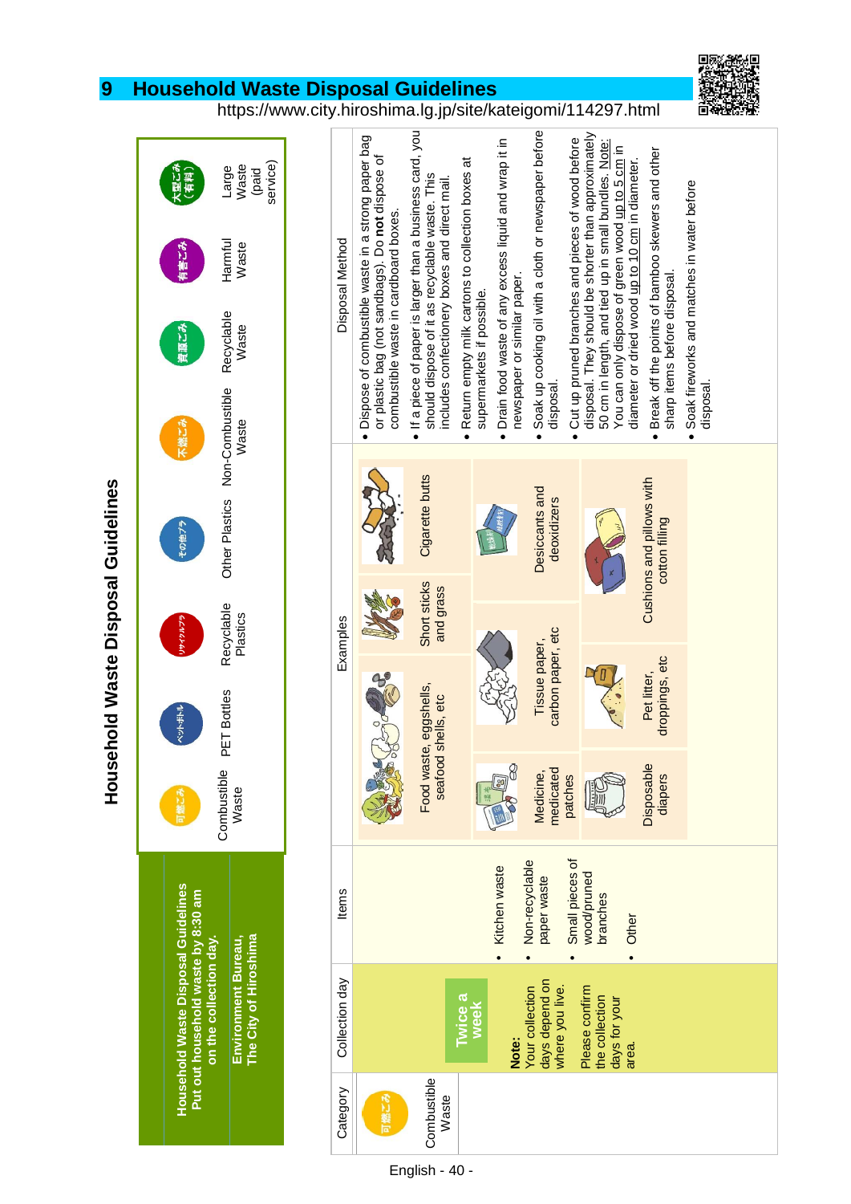# 9 Household Waste Disposal Guidelines

https://www.city.hiroshima.lg.jp/site/kateigomi/114297.html

## Household Waste Disposal Guidelines

**Household Waste Disposal Guidelines**
**Put out household waste by 8:30 am on the collection day.**

**Environment Bureau, The City of Hiroshima**

| 可燃ごみ | ペットボトル | リサイクルプラ | その他プラ | 不燃ごみ | 資源ごみ | 有害ごみ | 大型ごみ（有料） |
|---|---|---|---|---|---|---|---|
| Combustible Waste | PET Bottles | Recyclable Plastics | Other Plastics | Non-Combustible Waste | Recyclable Waste | Harmful Waste | Large Waste (paid service) |

| Category | Collection day | Items | Examples | Disposal Method |
|---|---|---|---|---|
| 可燃ごみ Combustible Waste | **Twice a week** **Note:** Your collection days depend on where you live. Please confirm the collection days for your area. | • Kitchen waste<br>• Non-recyclable paper waste<br>• Small pieces of wood/pruned branches<br>• Other | Food waste, eggshells, seafood shells, etc; Short sticks and grass; Cigarette butts; Medicine, medicated patches; Tissue paper, carbon paper, etc; Desiccants and deoxidizers; Disposable diapers; Pet litter, droppings, etc; Cushions and pillows with cotton filling | • Dispose of combustible waste in a strong paper bag or plastic bag (not sandbags). Do **not** dispose of combustible waste in cardboard boxes.<br>• If a piece of paper is larger than a business card, you should dispose of it as recyclable waste. This includes confectionery boxes and direct mail.<br>• Return empty milk cartons to collection boxes at supermarkets if possible.<br>• Drain food waste of any excess liquid and wrap it in newspaper or similar paper.<br>• Soak up cooking oil with a cloth or newspaper before disposal.<br>• Cut up pruned branches and pieces of wood before disposal. They should be shorter than approximately 50 cm in length, and tied up in small bundles. Note: You can only dispose of green wood up to 5 cm in diameter or dried wood up to 10 cm in diameter.<br>• Break off the points of bamboo skewers and other sharp items before disposal.<br>• Soak fireworks and matches in water before disposal. |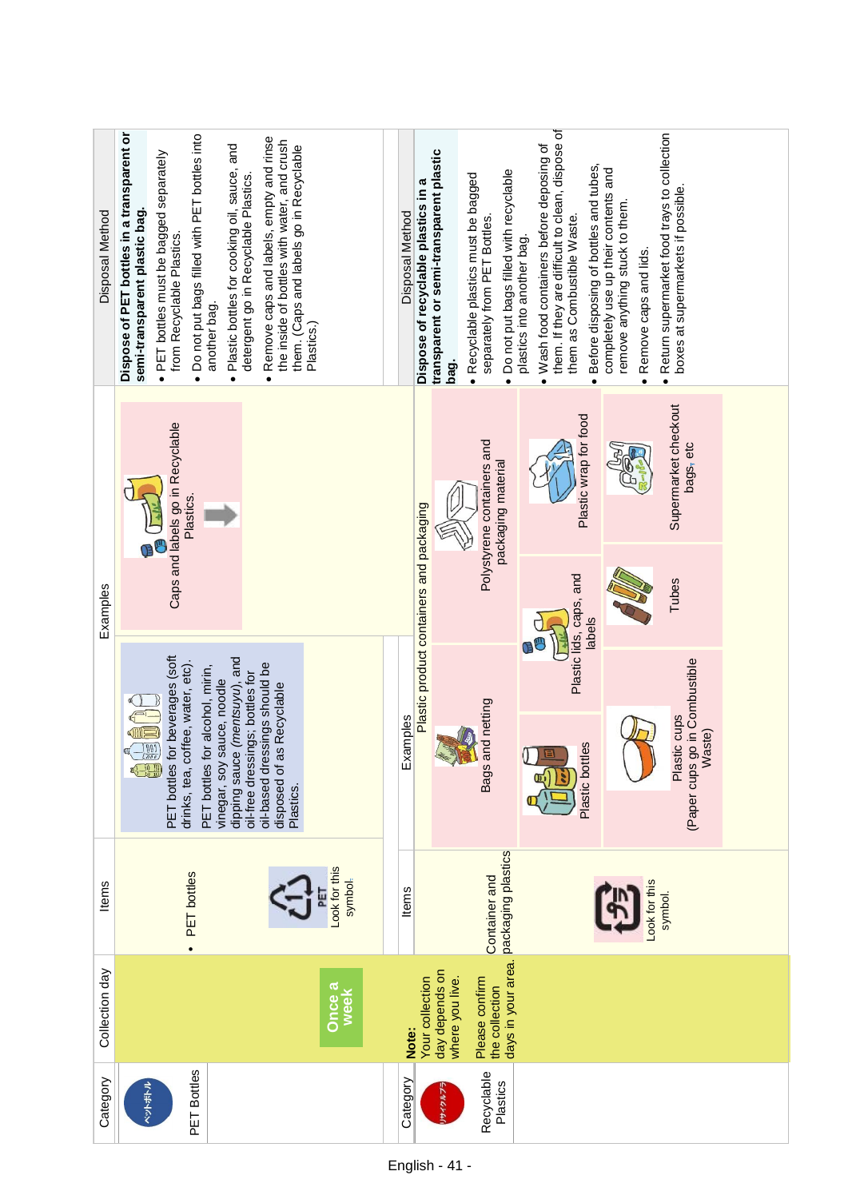| Category | Collection day | Items | Examples | | Disposal Method |
|---|---|---|---|---|---|
| ペットボトル<br>PET Bottles | Once a week | • PET bottles<br><br>PET<br>Look for this symbol. | PET bottles for beverages (soft drinks, tea, coffee, water, etc).<br>PET bottles for alcohol, mirin, vinegar, soy sauce, noodle dipping sauce (*mentsuyu*), and oil-free dressings; bottles for oil-based dressings should be disposed of as Recyclable Plastics. | Caps and labels go in Recyclable Plastics. | **Dispose of PET bottles in a transparent or semi-transparent plastic bag.**<br>• PET bottles must be bagged separately from Recyclable Plastics.<br>• Do not put bags filled with PET bottles into another bag.<br>• Plastic bottles for cooking oil, sauce, and detergent go in Recyclable Plastics.<br>• Remove caps and labels, empty and rinse the inside of bottles with water, and crush them. (Caps and labels go in Recyclable Plastics.) |

| Category | Collection day | Items | Examples | | | Disposal Method |
|---|---|---|---|---|---|---|
| | | | Plastic product containers and packaging | | | |
| リサイクルプラ<br>Recyclable Plastics | **Note:**<br>Your collection day depends on where you live.<br><br>Please confirm the collection days in your area. | Container and packaging plastics<br><br>プラ<br>Look for this symbol. | Bags and netting | Polystyrene containers and packaging material | | **Dispose of recyclable plastics in a transparent or semi-transparent plastic bag.**<br>• Recyclable plastics must be bagged separately from PET Bottles.<br>• Do not put bags filled with recyclable plastics into another bag.<br>• Wash food containers before deposing of them. If they are difficult to clean, dispose of them as Combustible Waste.<br>• Before disposing of bottles and tubes, completely use up their contents and remove anything stuck to them.<br>• Remove caps and lids.<br>• Return supermarket food trays to collection boxes at supermarkets if possible. |
| | | | Plastic bottles | Plastic lids, caps, and labels | Plastic wrap for food | |
| | | | Plastic cups<br>(Paper cups go in Combustible Waste) | Tubes | Supermarket checkout bags, etc | |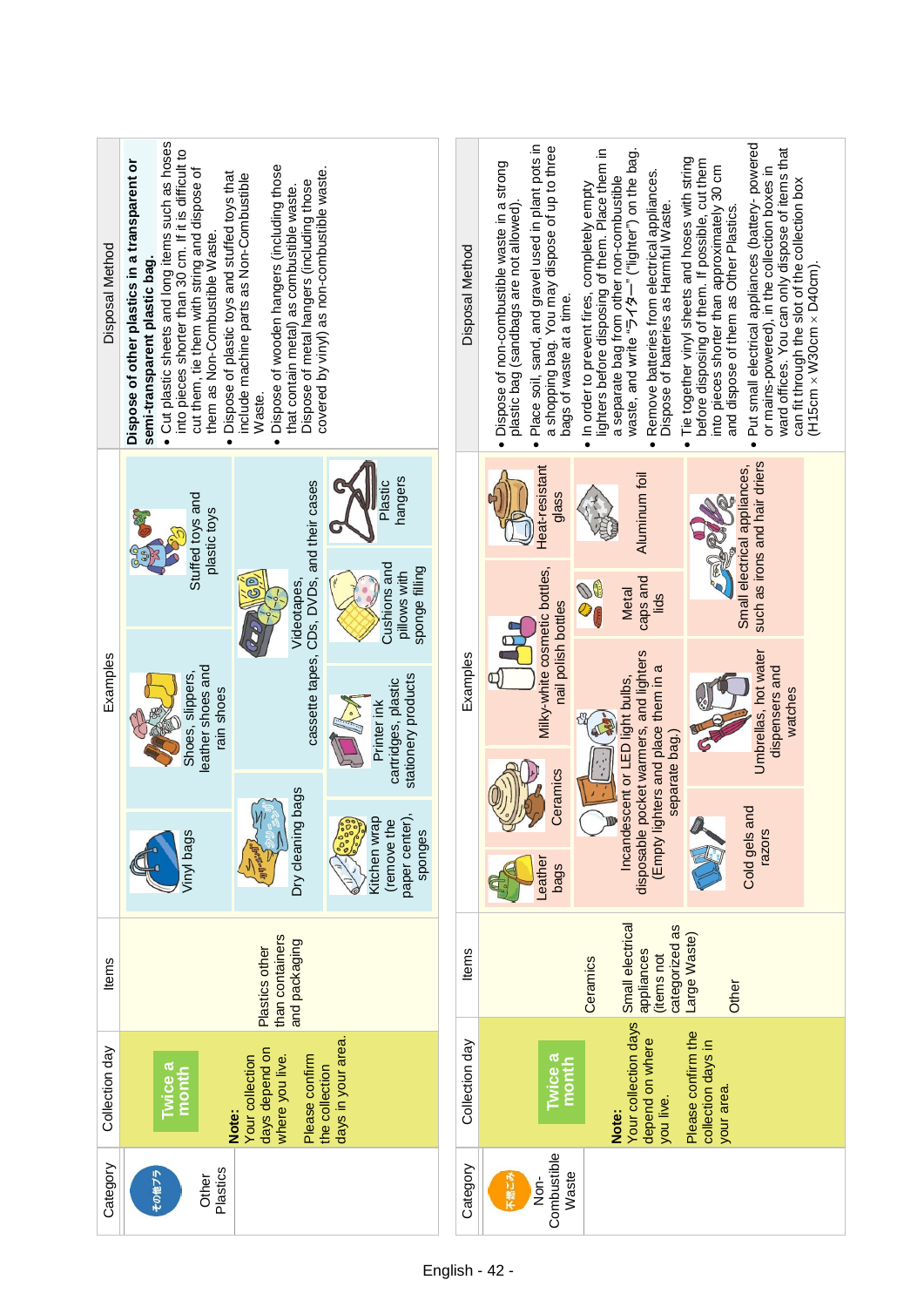| Category | Collection day | Items | Examples | Disposal Method |
|---|---|---|---|---|
| その他プラ Other Plastics | **Twice a month** **Note:** Your collection days depend on where you live. Please confirm the collection days in your area. | Plastics other than containers and packaging | Vinyl bags; Shoes, slippers, leather shoes and rain shoes; Stuffed toys and plastic toys; Dry cleaning bags; cassette tapes, CDs, DVDs, and their cases; Videotapes; Kitchen wrap (remove the paper center), sponges; Printer ink cartridges, plastic stationery products; Cushions and pillows with sponge filling; Plastic hangers | **Dispose of other plastics in a transparent or semi-transparent plastic bag.** • Cut plastic sheets and long items such as hoses into pieces shorter than 30 cm. If it is difficult to cut them, tie them with string and dispose of them as Non-Combustible Waste. • Dispose of plastic toys and stuffed toys that include machine parts as Non-Combustible Waste. • Dispose of wooden hangers (including those that contain metal) as combustible waste. Dispose of metal hangers (including those covered by vinyl) as non-combustible waste. |

| Category | Collection day | Items | Examples | Disposal Method |
|---|---|---|---|---|
| 不燃ごみ Non-Combustible Waste | **Twice a month** **Note:** Your collection days depend on where you live. Please confirm the collection days in your area. | Ceramics; Small electrical appliances (items not categorized as Large Waste); Other | Leather bags; Ceramics; Milky-white cosmetic bottles, nail polish bottles; Heat-resistant glass; Incandescent or LED light bulbs, disposable pocket warmers, and lighters (Empty lighters and place them in a separate bag.); Metal caps and lids; Aluminum foil; Cold gels and razors; Umbrellas, hot water dispensers and watches; Small electrical appliances, such as irons and hair driers | • Dispose of non-combustible waste in a strong plastic bag (sandbags are not allowed). • Place soil, sand, and gravel used in plant pots in a shopping bag. You may dispose of up to three bags of waste at a time. • In order to prevent fires, completely empty lighters before disposing of them. Place them in a separate bag from other non-combustible waste, and write "ライター" ("lighter") on the bag. • Remove batteries from electrical appliances. Dispose of batteries as Harmful Waste. • Tie together vinyl sheets and hoses with string before disposing of them. If possible, cut them into pieces shorter than approximately 30 cm and dispose of them as Other Plastics. • Put small electrical appliances (battery- powered or mains-powered), in the collection boxes in ward offices. You can only dispose of items that can fit through the slot of the collection box (H15cm × W30cm × D40cm). |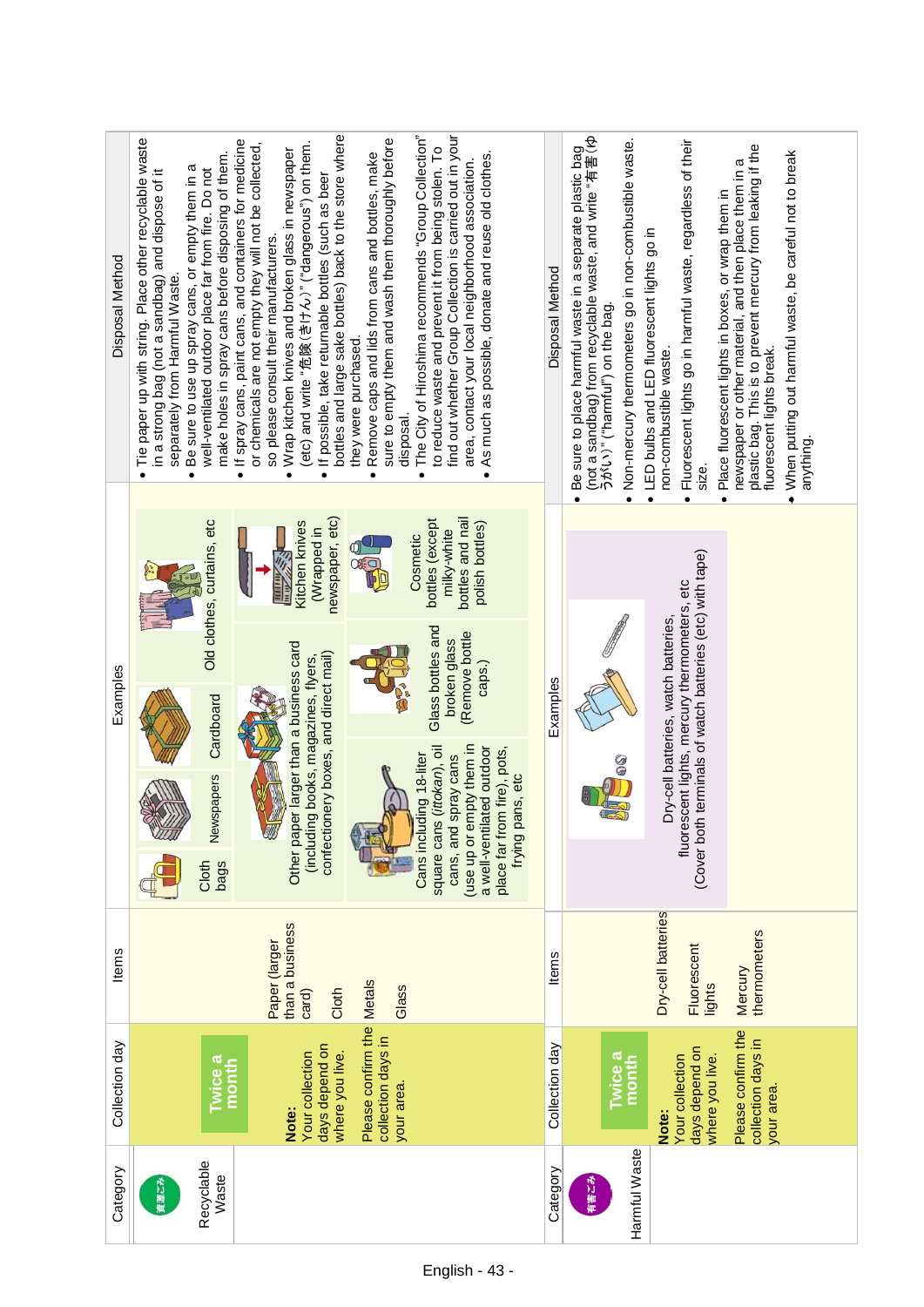| Category | Collection day | Items | Examples | Disposal Method |
|---|---|---|---|---|
| 資源ごみ Recyclable Waste | **Twice a month** **Note:** Your collection days depend on where you live. Please confirm the collection days in your area. | Paper (larger than a business card) | Cloth bags; Newspapers; Cardboard; Other paper larger than a business card (including books, magazines, flyers, confectionery boxes, and direct mail) | • Tie paper up with string. Place other recyclable waste in a strong bag (not a sandbag) and dispose of it separately from Harmful Waste. • Be sure to use up spray cans, or empty them in a well-ventilated outdoor place far from fire. Do not make holes in spray cans before disposing of them. • If spray cans, paint cans, and containers for medicine or chemicals are not empty they will not be collected, so please consult their manufacturers. • Wrap kitchen knives and broken glass in newspaper (etc) and write "危険(きけん)" ("dangerous") on them. • If possible, take returnable bottles (such as beer bottles and large sake bottles) back to the store where they were purchased. • Remove caps and lids from cans and bottles, make sure to empty them and wash them thoroughly before disposal. • The City of Hiroshima recommends "Group Collection" to reduce waste and prevent it from being stolen. To find out whether Group Collection is carried out in your area, contact your local neighborhood association. • As much as possible, donate and reuse old clothes. |
| | | Cloth | Old clothes, curtains, etc | |
| | | Metals | Cans including 18-liter square cans (*ittokan*), oil cans, and spray cans (use up or empty them in a well-ventilated outdoor place far from fire), pots, frying pans, etc; Kitchen knives (Wrapped in newspaper, etc) | |
| | | Glass | Glass bottles and broken glass (Remove bottle caps.); Cosmetic bottles (except milky-white bottles and nail polish bottles) | |
| 有害ごみ Harmful Waste | **Twice a month** **Note:** Your collection days depend on where you live. Please confirm the collection days in your area. | Dry-cell batteries; Fluorescent lights; Mercury thermometers | Dry-cell batteries, watch batteries, fluorescent lights, mercury thermometers, etc (Cover both terminals of watch batteries (etc) with tape) | • Be sure to place harmful waste in a separate plastic bag (not a sandbag) from recyclable waste, and write "有害(ゆうがい)" ("harmful") on the bag. • Non-mercury thermometers go in non-combustible waste. • LED bulbs and LED fluorescent lights go in non-combustible waste. • Fluorescent lights go in harmful waste, regardless of their size. • Place fluorescent lights in boxes, or wrap them in newspaper or other material, and then place them in a plastic bag. This is to prevent mercury from leaking if the fluorescent lights break. • When putting out harmful waste, be careful not to break anything. |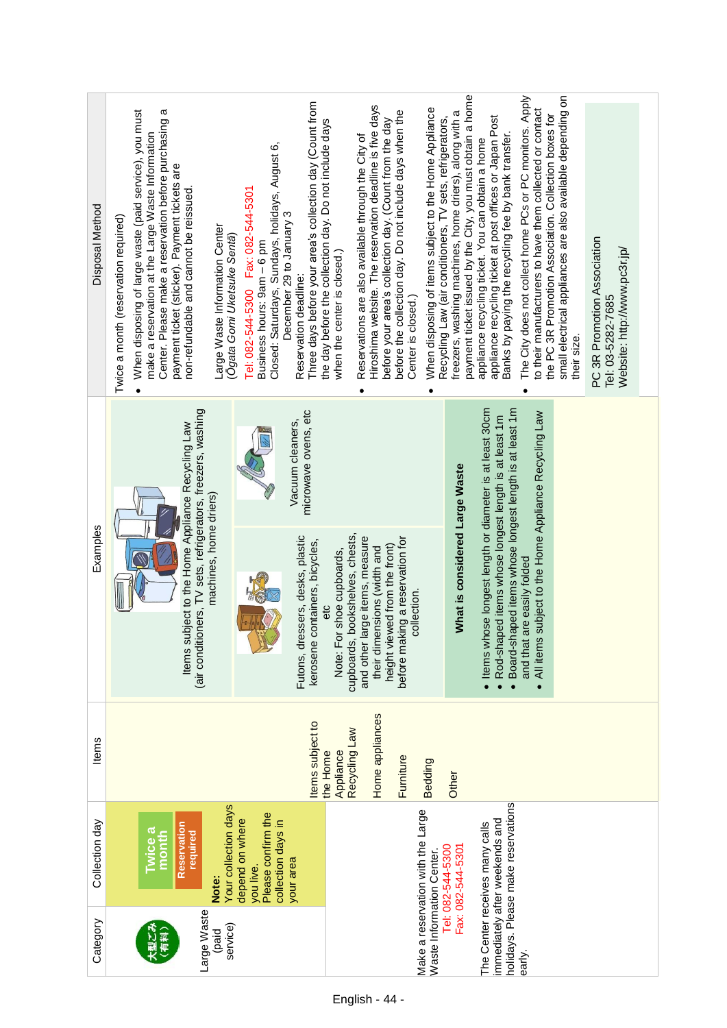| Category | Collection day | Items | Examples | Disposal Method |
|---|---|---|---|---|
| 大型ごみ（有料） Large Waste (paid service)<br><br>Make a reservation with the Large Waste Information Center.<br>Tel: 082-544-5300<br>Fax: 082-544-5301<br><br>The Center receives many calls immediately after weekends and holidays. Please make reservations early. | **Twice a month**<br>**Reservation required**<br><br>**Note:** Your collection days depend on where you live. Please confirm the collection days in your area | Items subject to the Home Appliance Recycling Law<br><br>Home appliances<br><br>Furniture<br><br>Bedding<br><br>Other | Items subject to the Home Appliance Recycling Law (air conditioners, TV sets, refrigerators, freezers, washing machines, home driers)<br><br>Vacuum cleaners, microwave ovens, etc<br><br>Futons, dressers, desks, plastic kerosene containers, bicycles, etc<br><br>Note: For shoe cupboards, cupboards, bookshelves, chests, and other large items, measure their dimensions (width and height viewed from the front) before making a reservation for collection.<br><br>**What is considered Large Waste**<br>• Items whose longest length or diameter is at least 30cm<br>• Rod-shaped items whose longest length is at least 1m<br>• Board-shaped items whose longest length is at least 1m and that are easily folded<br>• All items subject to the Home Appliance Recycling Law | Twice a month (reservation required)<br><br>• When disposing of large waste (paid service), you must make a reservation at the Large Waste Information Center. Please make a reservation before purchasing a payment ticket (sticker). Payment tickets are non-refundable and cannot be reissued.<br><br>Large Waste Information Center (*Ōgata Gomi Uketsuke Sentā*)<br>Tel: 082-544-5300 Fax: 082-544-5301<br>Business hours: 9am – 6 pm<br>Closed: Saturdays, Sundays, holidays, August 6, December 29 to January 3<br>Reservation deadline:<br>Three days before your area's collection day (Count from the day before the collection day. Do not include days when the center is closed.)<br><br>• Reservations are also available through the City of Hiroshima website. The reservation deadline is five days before your area's collection day. (Count from the day before the collection day. Do not include days when the Center is closed.)<br><br>• When disposing of items subject to the Home Appliance Recycling Law (air conditioners, TV sets, refrigerators, freezers, washing machines, home driers), along with a payment ticket issued by the City, you must obtain a home appliance recycling ticket. You can obtain a home appliance recycling ticket at post offices or Japan Post Banks by paying the recycling fee by bank transfer.<br><br>• The City does not collect home PCs or PC monitors. Apply to their manufacturers to have them collected or contact the PC 3R Promotion Association. Collection boxes for small electrical appliances are also available depending on their size.<br><br>PC 3R Promotion Association<br>Tel: 03-5282-7685<br>Website: http://www.pc3r.jp/ |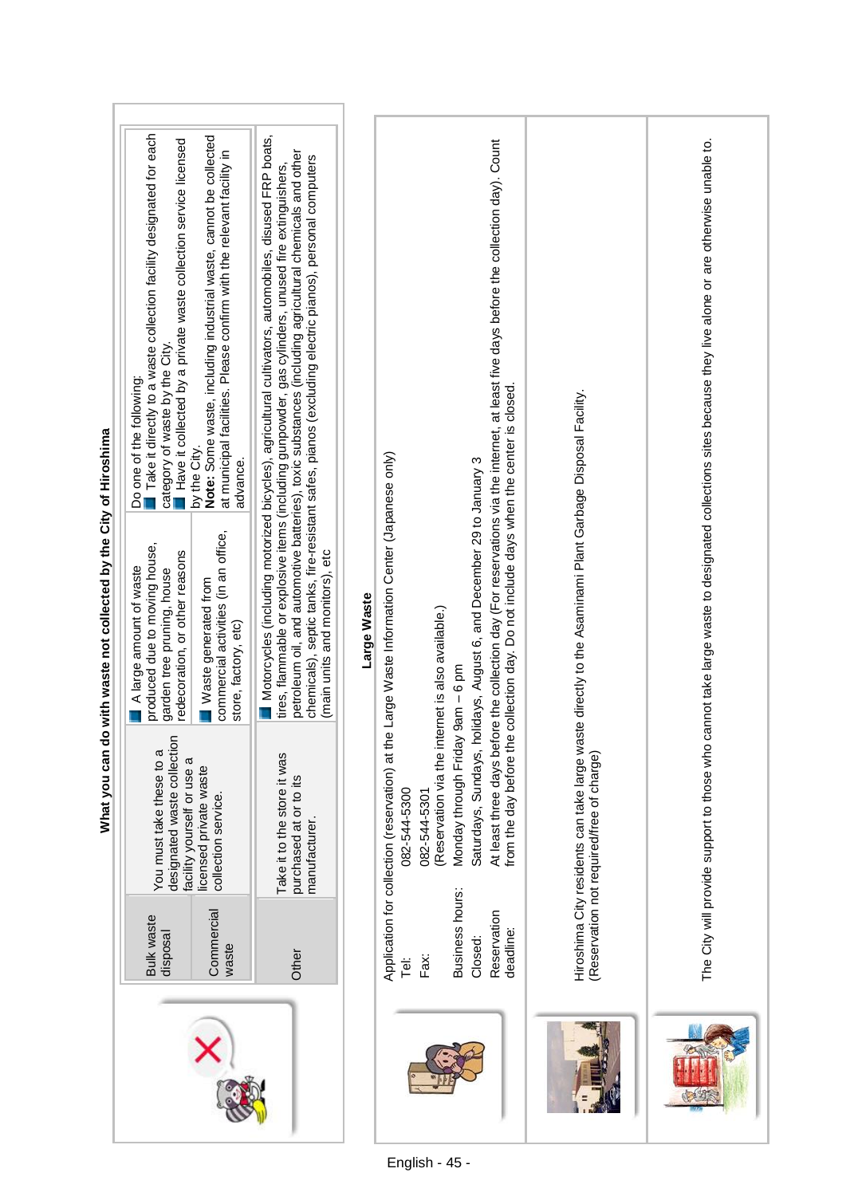## What you can do with waste not collected by the City of Hiroshima

| | | | |
|---|---|---|---|
| Bulk waste disposal | You must take these to a designated waste collection facility yourself or use a licensed private waste collection service. | A large amount of waste produced due to moving house, garden tree pruning, house redecoration, or other reasons | Do one of the following: Take it directly to a waste collection facility designated for each category of waste by the City. Have it collected by a private waste collection service licensed by the City. **Note:** Some waste, including industrial waste, cannot be collected at municipal facilities. Please confirm with the relevant facility in advance. |
| Commercial waste | | Waste generated from commercial activities (in an office, store, factory, etc) | |
| Other | Take it to the store it was purchased at or to its manufacturer. | Motorcycles (including motorized bicycles), agricultural cultivators, automobiles, disused FRP boats, tires, flammable or explosive items (including gunpowder, gas cylinders, unused fire extinguishers, petroleum oil, and automotive batteries), toxic substances (including agricultural chemicals and other chemicals), septic tanks, fire-resistant safes, pianos (excluding electric pianos), personal computers (main units and monitors), etc | |

## Large Waste

Application for collection (reservation) at the Large Waste Information Center (Japanese only)

- Tel: 082-544-5300
- Fax: 082-544-5301
  (Reservation via the internet is also available.)
- Business hours: Monday through Friday 9am – 6 pm
- Closed: Saturdays, Sundays, holidays, August 6, and December 29 to January 3
- Reservation deadline: At least three days before the collection day (For reservations via the internet, at least five days before the collection day). Count from the day before the collection day. Do not include days when the center is closed.

Hiroshima City residents can take large waste directly to the Asaminami Plant Garbage Disposal Facility.
(Reservation not required/free of charge)

The City will provide support to those who cannot take large waste to designated collections sites because they live alone or are otherwise unable to.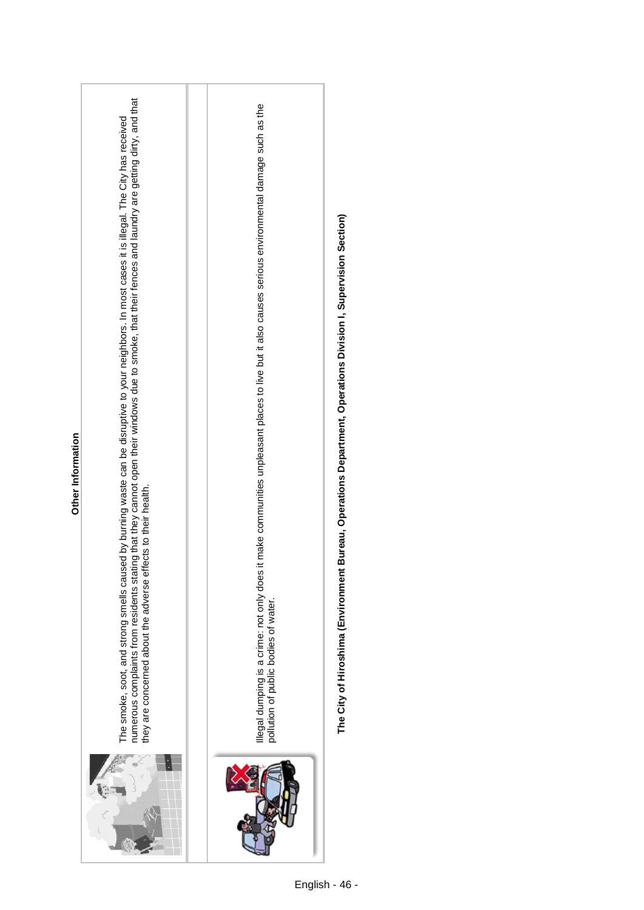## Other Information

The smoke, soot, and strong smells caused by burning waste can be disruptive to your neighbors. In most cases it is illegal. The City has received numerous complaints from residents stating that they cannot open their windows due to smoke, that their fences and laundry are getting dirty, and that they are concerned about the adverse effects to their health.

Illegal dumping is a crime: not only does it make communities unpleasant places to live but it also causes serious environmental damage such as the pollution of public bodies of water.

**The City of Hiroshima (Environment Bureau, Operations Department, Operations Division I, Supervision Section)**